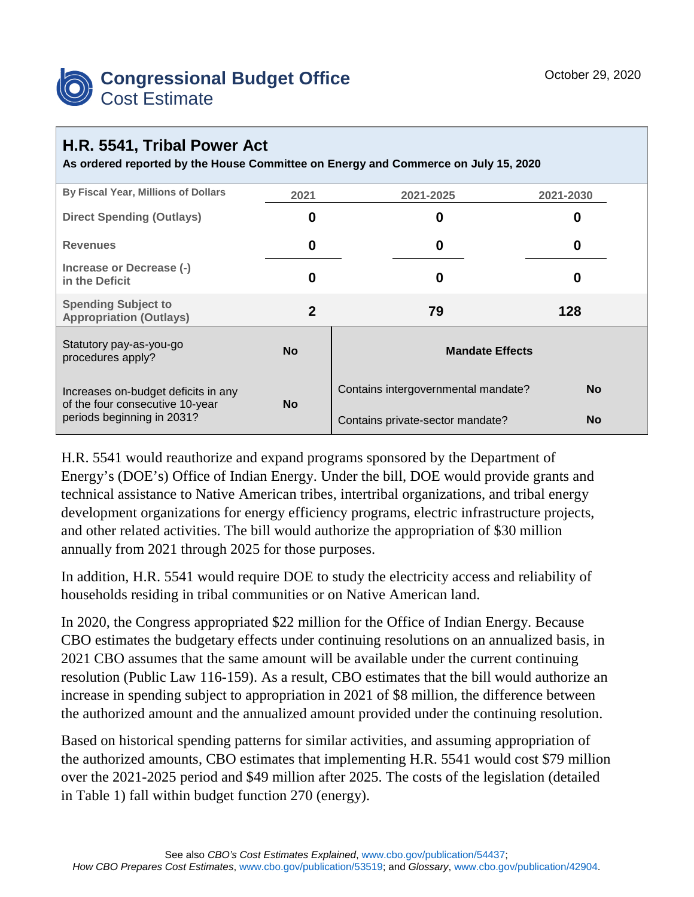# Congressional Budget Office
## Cost Estimate

October 29, 2020

## H.R. 5541, Tribal Power Act

**As ordered reported by the House Committee on Energy and Commerce on July 15, 2020**

| By Fiscal Year, Millions of Dollars | 2021 | 2021-2025 | 2021-2030 |
|---|---|---|---|
| Direct Spending (Outlays) | 0 | 0 | 0 |
| Revenues | 0 | 0 | 0 |
| Increase or Decrease (-) in the Deficit | 0 | 0 | 0 |
| Spending Subject to Appropriation (Outlays) | 2 | 79 | 128 |

| Statutory pay-as-you-go procedures apply? | No | **Mandate Effects** | |
|---|---|---|---|
| Increases on-budget deficits in any of the four consecutive 10-year periods beginning in 2031? | No | Contains intergovernmental mandate? | No |
| | | Contains private-sector mandate? | No |

H.R. 5541 would reauthorize and expand programs sponsored by the Department of Energy's (DOE's) Office of Indian Energy. Under the bill, DOE would provide grants and technical assistance to Native American tribes, intertribal organizations, and tribal energy development organizations for energy efficiency programs, electric infrastructure projects, and other related activities. The bill would authorize the appropriation of $30 million annually from 2021 through 2025 for those purposes.

In addition, H.R. 5541 would require DOE to study the electricity access and reliability of households residing in tribal communities or on Native American land.

In 2020, the Congress appropriated $22 million for the Office of Indian Energy. Because CBO estimates the budgetary effects under continuing resolutions on an annualized basis, in 2021 CBO assumes that the same amount will be available under the current continuing resolution (Public Law 116-159). As a result, CBO estimates that the bill would authorize an increase in spending subject to appropriation in 2021 of $8 million, the difference between the authorized amount and the annualized amount provided under the continuing resolution.

Based on historical spending patterns for similar activities, and assuming appropriation of the authorized amounts, CBO estimates that implementing H.R. 5541 would cost $79 million over the 2021-2025 period and $49 million after 2025. The costs of the legislation (detailed in Table 1) fall within budget function 270 (energy).

See also *CBO's Cost Estimates Explained*, www.cbo.gov/publication/54437; *How CBO Prepares Cost Estimates*, www.cbo.gov/publication/53519; and *Glossary*, www.cbo.gov/publication/42904.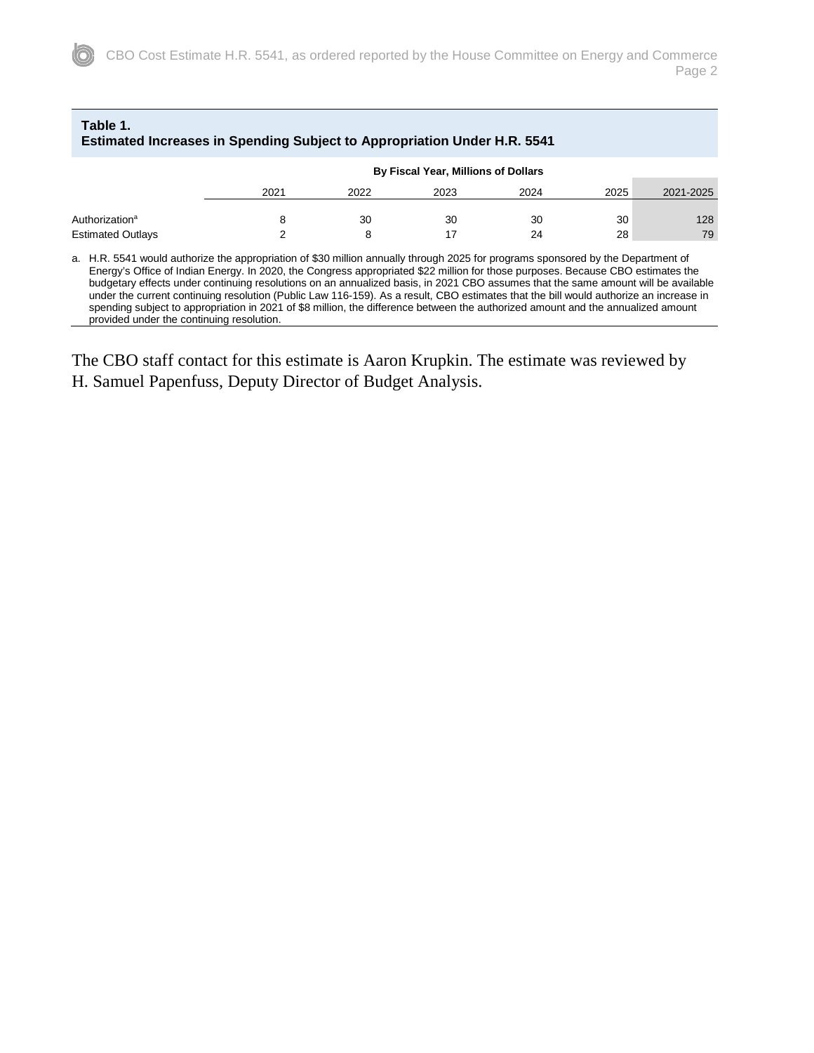**Table 1.**
**Estimated Increases in Spending Subject to Appropriation Under H.R. 5541**

| | By Fiscal Year, Millions of Dollars | | | | | |
|---|---|---|---|---|---|---|
| | 2021 | 2022 | 2023 | 2024 | 2025 | 2021-2025 |
| Authorization[a] | 8 | 30 | 30 | 30 | 30 | 128 |
| Estimated Outlays | 2 | 8 | 17 | 24 | 28 | 79 |

a. H.R. 5541 would authorize the appropriation of $30 million annually through 2025 for programs sponsored by the Department of Energy's Office of Indian Energy. In 2020, the Congress appropriated $22 million for those purposes. Because CBO estimates the budgetary effects under continuing resolutions on an annualized basis, in 2021 CBO assumes that the same amount will be available under the current continuing resolution (Public Law 116-159). As a result, CBO estimates that the bill would authorize an increase in spending subject to appropriation in 2021 of $8 million, the difference between the authorized amount and the annualized amount provided under the continuing resolution.

The CBO staff contact for this estimate is Aaron Krupkin. The estimate was reviewed by H. Samuel Papenfuss, Deputy Director of Budget Analysis.